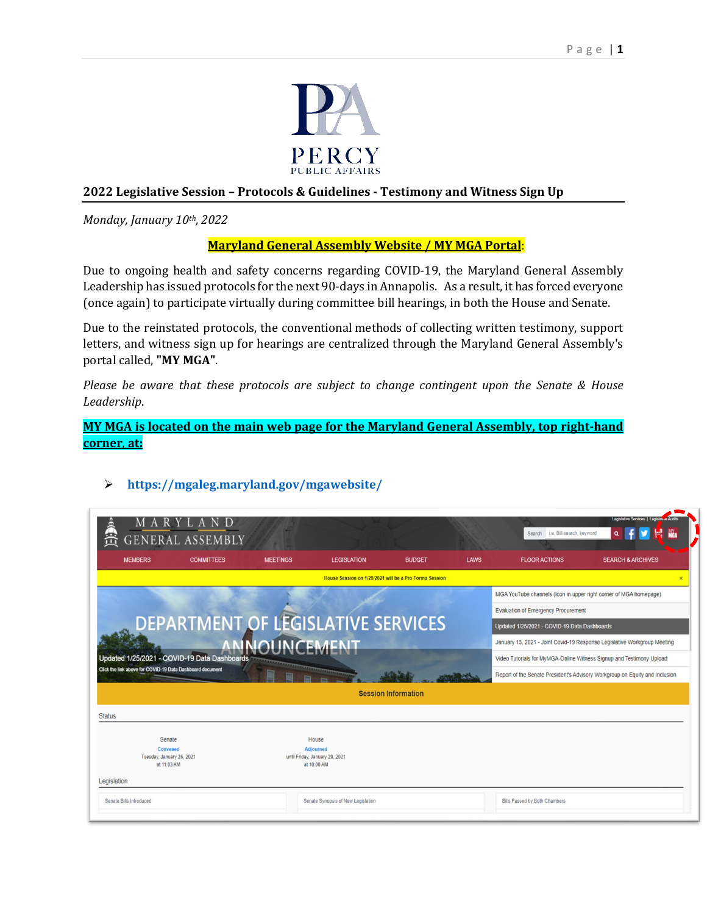## 2022 Legislative Session – Protocols & Guidelines - Testimony and Witness Sign Up

*Monday, January 10th, 2022*

**Maryland General Assembly Website / MY MGA Portal**:

Due to ongoing health and safety concerns regarding COVID-19, the Maryland General Assembly Leadership has issued protocols for the next 90-days in Annapolis. As a result, it has forced everyone (once again) to participate virtually during committee bill hearings, in both the House and Senate.

Due to the reinstated protocols, the conventional methods of collecting written testimony, support letters, and witness sign up for hearings are centralized through the Maryland General Assembly's portal called, **"MY MGA"**.

*Please be aware that these protocols are subject to change contingent upon the Senate & House Leadership.*

**MY MGA is located on the main web page for the Maryland General Assembly, top right-hand corner, at:**

- **https://mgaleg.maryland.gov/mgawebsite/**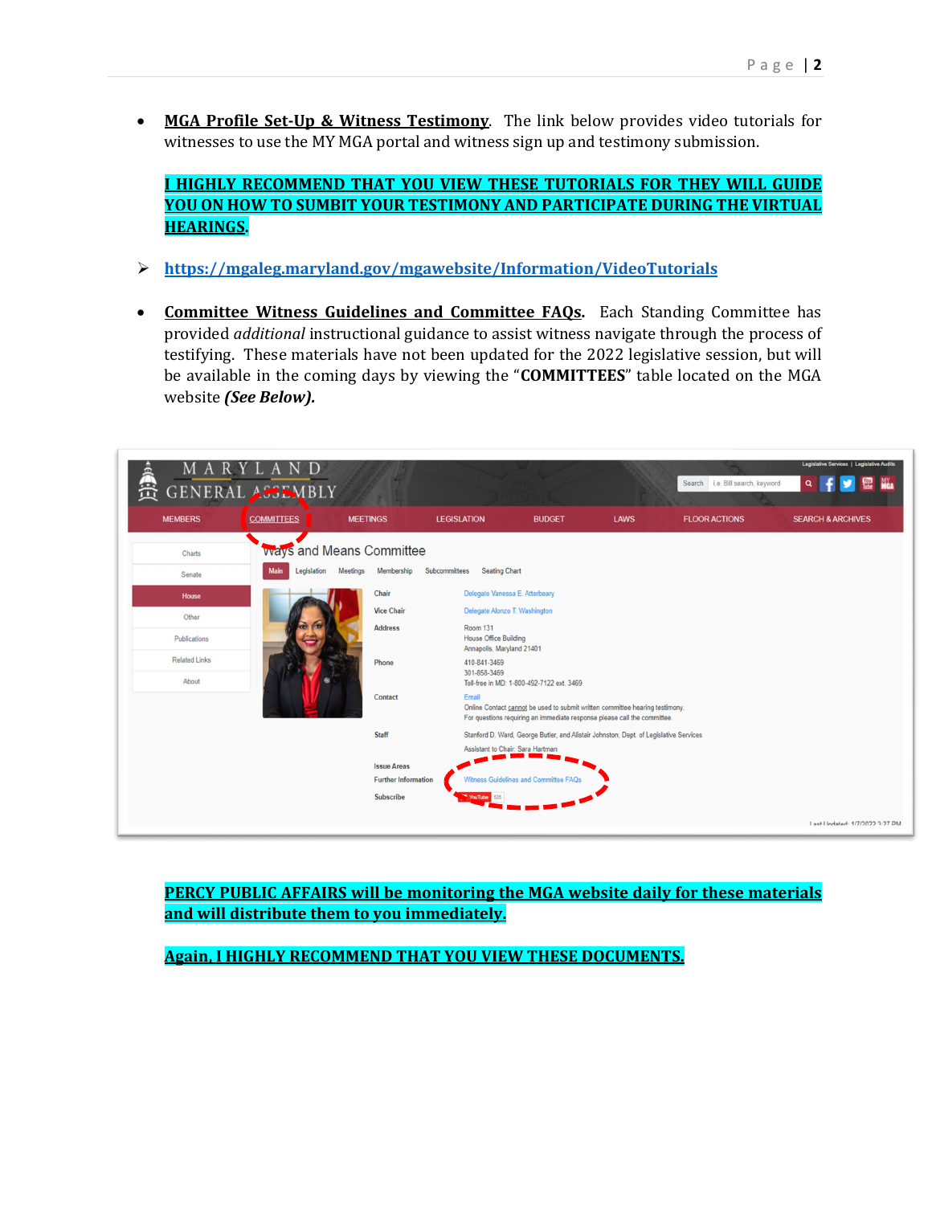- **MGA Profile Set-Up & Witness Testimony**. The link below provides video tutorials for witnesses to use the MY MGA portal and witness sign up and testimony submission.

  **I HIGHLY RECOMMEND THAT YOU VIEW THESE TUTORIALS FOR THEY WILL GUIDE YOU ON HOW TO SUMBIT YOUR TESTIMONY AND PARTICIPATE DURING THE VIRTUAL HEARINGS.**

➢ **https://mgaleg.maryland.gov/mgawebsite/Information/VideoTutorials**

- **Committee Witness Guidelines and Committee FAQs.** Each Standing Committee has provided *additional* instructional guidance to assist witness navigate through the process of testifying. These materials have not been updated for the 2022 legislative session, but will be available in the coming days by viewing the "**COMMITTEES**" table located on the MGA website ***(See Below).***

**PERCY PUBLIC AFFAIRS will be monitoring the MGA website daily for these materials and will distribute them to you immediately.**

**Again, I HIGHLY RECOMMEND THAT YOU VIEW THESE DOCUMENTS.**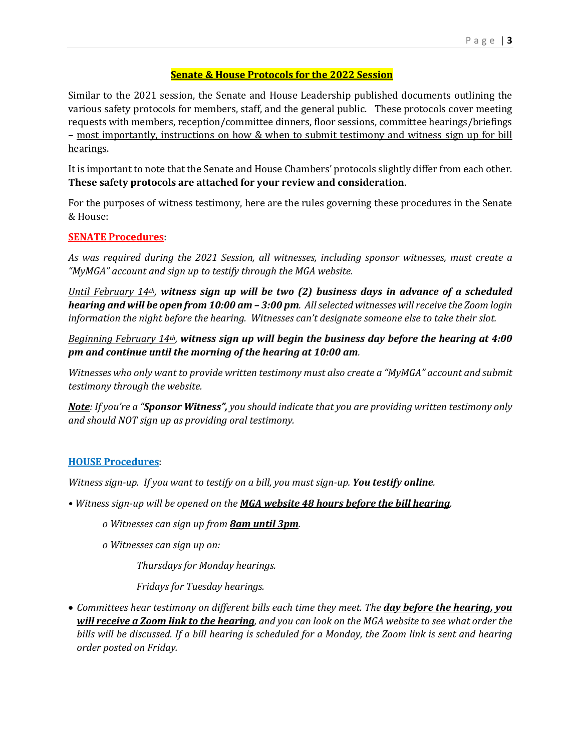## **Senate & House Protocols for the 2022 Session**

Similar to the 2021 session, the Senate and House Leadership published documents outlining the various safety protocols for members, staff, and the general public. These protocols cover meeting requests with members, reception/committee dinners, floor sessions, committee hearings/briefings – most importantly, instructions on how & when to submit testimony and witness sign up for bill hearings.

It is important to note that the Senate and House Chambers' protocols slightly differ from each other. **These safety protocols are attached for your review and consideration**.

For the purposes of witness testimony, here are the rules governing these procedures in the Senate & House:

### **SENATE Procedures**:

*As was required during the 2021 Session, all witnesses, including sponsor witnesses, must create a "MyMGA" account and sign up to testify through the MGA website.*

*Until February 14th, **witness sign up will be two (2) business days in advance of a scheduled hearing and will be open from 10:00 am – 3:00 pm**. All selected witnesses will receive the Zoom login information the night before the hearing. Witnesses can't designate someone else to take their slot.*

*Beginning February 14th, **witness sign up will begin the business day before the hearing at 4:00 pm and continue until the morning of the hearing at 10:00 am**.*

*Witnesses who only want to provide written testimony must also create a "MyMGA" account and submit testimony through the website.*

***Note**: If you're a "**Sponsor Witness",** you should indicate that you are providing written testimony only and should NOT sign up as providing oral testimony.*

### **HOUSE Procedures**:

*Witness sign-up. If you want to testify on a bill, you must sign-up. **You testify online**.*

- *Witness sign-up will be opened on the **MGA website 48 hours before the bill hearing**.*
  - *Witnesses can sign up from **8am until 3pm**.*
  - *Witnesses can sign up on:*
    - *Thursdays for Monday hearings.*
    - *Fridays for Tuesday hearings.*
- *Committees hear testimony on different bills each time they meet. The **day before the hearing, you will receive a Zoom link to the hearing**, and you can look on the MGA website to see what order the bills will be discussed. If a bill hearing is scheduled for a Monday, the Zoom link is sent and hearing order posted on Friday.*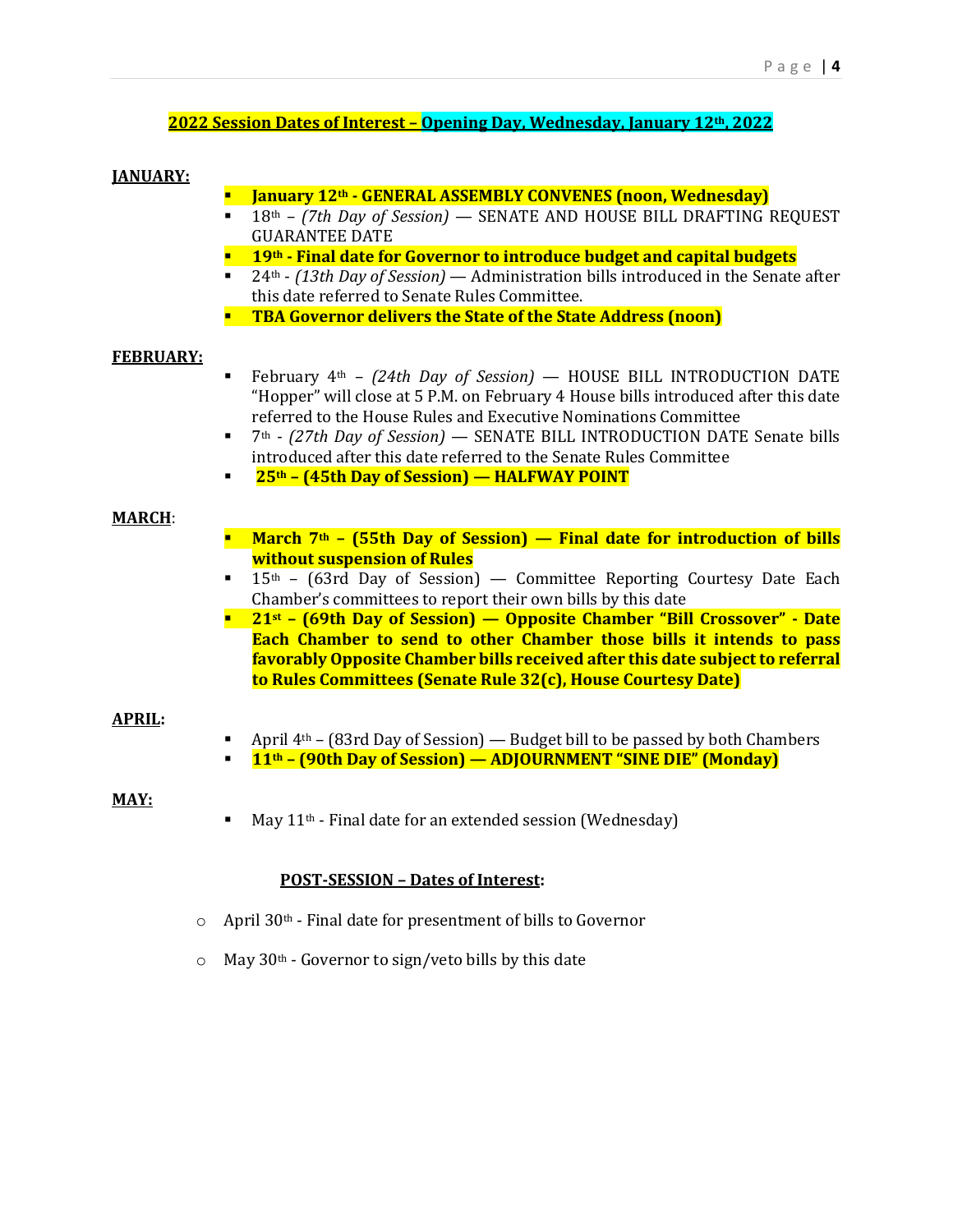## **2022 Session Dates of Interest – Opening Day, Wednesday, January 12th, 2022**

**JANUARY:**

- **January 12th - GENERAL ASSEMBLY CONVENES (noon, Wednesday)**
- 18th – *(7th Day of Session)* — SENATE AND HOUSE BILL DRAFTING REQUEST GUARANTEE DATE
- **19th - Final date for Governor to introduce budget and capital budgets**
- 24th - *(13th Day of Session)* — Administration bills introduced in the Senate after this date referred to Senate Rules Committee.
- **TBA Governor delivers the State of the State Address (noon)**

**FEBRUARY:**

- February 4th – *(24th Day of Session)* — HOUSE BILL INTRODUCTION DATE "Hopper" will close at 5 P.M. on February 4 House bills introduced after this date referred to the House Rules and Executive Nominations Committee
- 7th - *(27th Day of Session)* — SENATE BILL INTRODUCTION DATE Senate bills introduced after this date referred to the Senate Rules Committee
- **25th – (45th Day of Session) — HALFWAY POINT**

**MARCH**:

- **March 7th – (55th Day of Session) — Final date for introduction of bills without suspension of Rules**
- 15th – (63rd Day of Session) — Committee Reporting Courtesy Date Each Chamber's committees to report their own bills by this date
- **21st – (69th Day of Session) — Opposite Chamber "Bill Crossover" - Date Each Chamber to send to other Chamber those bills it intends to pass favorably Opposite Chamber bills received after this date subject to referral to Rules Committees (Senate Rule 32(c), House Courtesy Date)**

**APRIL:**

- April 4th – (83rd Day of Session) — Budget bill to be passed by both Chambers
- **11th – (90th Day of Session) — ADJOURNMENT "SINE DIE" (Monday)**

**MAY:**

- May 11th - Final date for an extended session (Wednesday)

**POST-SESSION – Dates of Interest:**

- April 30th - Final date for presentment of bills to Governor
- May 30th - Governor to sign/veto bills by this date